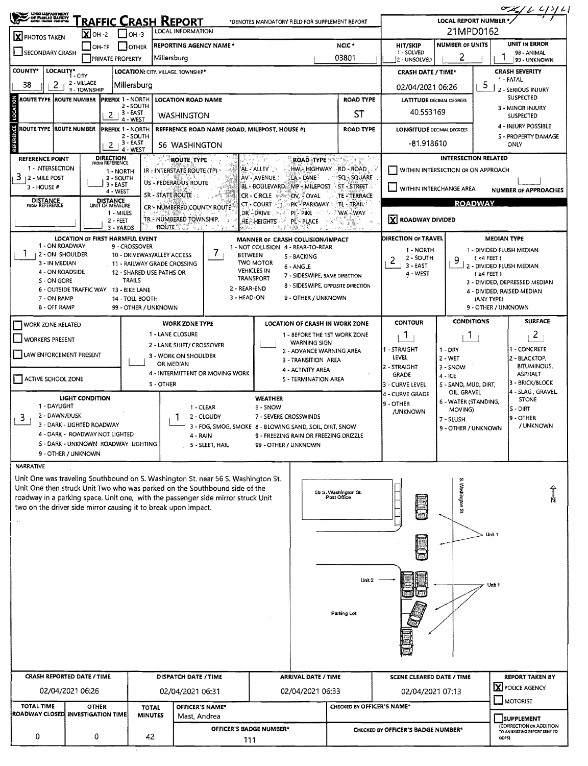# TRAFFIC CRASH REPORT

*DENOTES MANDATORY FIELD FOR SUPPLEMENT REPORT

Ohio Department of Public Safety

| Field | Value |
|---|---|
| LOCAL REPORT NUMBER * | 21MPD0162 |
| [X] PHOTOS TAKEN | |
| [X] OH-2 | |
| LOCAL INFORMATION | |
| REPORTING AGENCY NAME * | Millersburg |
| NCIC * | 03801 |
| HIT/SKIP (1 - SOLVED, 2 - UNSOLVED) | |
| NUMBER OF UNITS | 2 |
| UNIT IN ERROR (98 - ANIMAL, 99 - UNKNOWN) | 1 |
| COUNTY* | 38 |
| LOCALITY* (1 - CITY, 2 - VILLAGE, 3 - TOWNSHIP) | 2 |
| LOCATION: CITY, VILLAGE, TOWNSHIP* | Millersburg |
| CRASH DATE / TIME* | 02/04/2021 06:26 |
| CRASH SEVERITY (1 - FATAL, 2 - SERIOUS INJURY SUSPECTED, 3 - MINOR INJURY SUSPECTED, 4 - INJURY POSSIBLE, 5 - PROPERTY DAMAGE ONLY) | 5 |

## Location

| ROUTE TYPE | ROUTE NUMBER | PREFIX (1 - NORTH, 2 - SOUTH, 3 - EAST, 4 - WEST) | LOCATION ROAD NAME | ROAD TYPE | LATITUDE DECIMAL DEGREES |
|---|---|---|---|---|---|
| | | 2 | WASHINGTON | ST | 40.553169 |

## Reference

| ROUTE TYPE | ROUTE NUMBER | PREFIX | REFERENCE ROAD NAME (ROAD, MILEPOST, HOUSE #) | ROAD TYPE | LONGITUDE DECIMAL DEGREES |
|---|---|---|---|---|---|
| | | 2 | 56 WASHINGTON | | -81.918610 |

- REFERENCE POINT (1 - INTERSECTION, 2 - MILE POST, 3 - HOUSE #): 3
- DIRECTION FROM REFERENCE (1 - NORTH, 2 - SOUTH, 3 - EAST, 4 - WEST):
- DISTANCE FROM REFERENCE:
- DISTANCE UNIT OF MEASURE (1 - MILES, 2 - FEET, 3 - YARDS):

ROUTE TYPE: IR - INTERSTATE ROUTE (TP), US - FEDERAL US ROUTE, SR - STATE ROUTE, CR - NUMBERED COUNTY ROUTE, TR - NUMBERED TOWNSHIP ROUTE

ROAD TYPE: AL - ALLEY, AV - AVENUE, BL - BOULEVARD, CR - CIRCLE, CT - COURT, DR - DRIVE, HE - HEIGHTS, HW - HIGHWAY, LA - LANE, MP - MILEPOST, OV - OVAL, PK - PARKWAY, PI - PIKE, PL - PLACE, RD - ROAD, SQ - SQUARE, ST - STREET, TE - TERRACE, TL - TRAIL, WA - WAY

INTERSECTION RELATED
- [ ] WITHIN INTERSECTION OR ON APPROACH
- [ ] WITHIN INTERCHANGE AREA
- NUMBER OF APPROACHES:

ROADWAY
- [X] ROADWAY DIVIDED

| Field | Value |
|---|---|
| LOCATION OF FIRST HARMFUL EVENT (1 - ON ROADWAY, 2 - ON SHOULDER, 3 - IN MEDIAN, 4 - ON ROADSIDE, 5 - ON GORE, 6 - OUTSIDE TRAFFIC WAY, 7 - ON RAMP, 8 - OFF RAMP, 9 - CROSSOVER, 10 - DRIVEWAY/ALLEY ACCESS, 11 - RAILWAY GRADE CROSSING, 12 - SHARED USE PATHS OR TRAILS, 13 - BIKE LANE, 14 - TOLL BOOTH, 99 - OTHER / UNKNOWN) | 1 |
| MANNER OF CRASH COLLISION/IMPACT (1 - NOT COLLISION BETWEEN TWO MOTOR VEHICLES IN TRANSPORT, 2 - REAR-END, 3 - HEAD-ON, 4 - REAR-TO-REAR, 5 - BACKING, 6 - ANGLE, 7 - SIDESWIPE, SAME DIRECTION, 8 - SIDESWIPE, OPPOSITE DIRECTION, 9 - OTHER / UNKNOWN) | 7 |
| DIRECTION OF TRAVEL (1 - NORTH, 2 - SOUTH, 3 - EAST, 4 - WEST) | 2 |
| MEDIAN TYPE (1 - DIVIDED FLUSH MEDIAN (<4 FEET), 2 - DIVIDED FLUSH MEDIAN (≥4 FEET), 3 - DIVIDED, DEPRESSED MEDIAN, 4 - DIVIDED, RAISED MEDIAN (ANY TYPE), 9 - OTHER / UNKNOWN) | 9 |

## Work Zone

- [ ] WORK ZONE RELATED
- [ ] WORKERS PRESENT
- [ ] LAW ENFORCEMENT PRESENT
- [ ] ACTIVE SCHOOL ZONE

WORK ZONE TYPE (1 - LANE CLOSURE, 2 - LANE SHIFT/ CROSSOVER, 3 - WORK ON SHOULDER OR MEDIAN, 4 - INTERMITTENT OR MOVING WORK, 5 - OTHER):

LOCATION OF CRASH IN WORK ZONE (1 - BEFORE THE 1ST WORK ZONE WARNING SIGN, 2 - ADVANCE WARNING AREA, 3 - TRANSITION AREA, 4 - ACTIVITY AREA, 5 - TERMINATION AREA):

| Field | Value |
|---|---|
| CONTOUR (1 - STRAIGHT LEVEL, 2 - STRAIGHT GRADE, 3 - CURVE LEVEL, 4 - CURVE GRADE, 9 - OTHER /UNKNOWN) | 1 |
| CONDITIONS (1 - DRY, 2 - WET, 3 - SNOW, 4 - ICE, 5 - SAND, MUD, DIRT, OIL, GRAVEL, 6 - WATER (STANDING, MOVING), 7 - SLUSH, 9 - OTHER / UNKNOWN) | 1 |
| SURFACE (1 - CONCRETE, 2 - BLACKTOP, BITUMINOUS, ASPHALT, 3 - BRICK/BLOCK, 4 - SLAG, GRAVEL, STONE, 5 - DIRT, 9 - OTHER / UNKNOWN) | 2 |
| LIGHT CONDITION (1 - DAYLIGHT, 2 - DAWN/DUSK, 3 - DARK - LIGHTED ROADWAY, 4 - DARK - ROADWAY NOT LIGHTED, 5 - DARK - UNKNOWN ROADWAY LIGHTING, 9 - OTHER / UNKNOWN) | 3 |
| WEATHER (1 - CLEAR, 2 - CLOUDY, 3 - FOG, SMOG, SMOKE, 4 - RAIN, 5 - SLEET, HAIL, 6 - SNOW, 7 - SEVERE CROSSWINDS, 8 - BLOWING SAND, SOIL, DIRT, SNOW, 9 - FREEZING RAIN OR FREEZING DRIZZLE, 99 - OTHER / UNKNOWN) | 1 |

## Narrative

Unit One was traveling Southbound on S. Washington St. near 56 S. Washington St. Unit One then struck Unit Two who was parked on the Southbound side of the roadway in a parking space. Unit one, with the passenger side mirror struck Unit two on the driver side mirror causing it to break upon impact.

Diagram labels: 56 S. Washington St. Post Office; S Washington St; Unit 1; Unit 2; Unit 1; Parking Lot; N

| CRASH REPORTED DATE / TIME | DISPATCH DATE / TIME | ARRIVAL DATE / TIME | SCENE CLEARED DATE / TIME | REPORT TAKEN BY |
|---|---|---|---|---|
| 02/04/2021 06:26 | 02/04/2021 06:31 | 02/04/2021 06:33 | 02/04/2021 07:13 | [X] POLICE AGENCY [ ] MOTORIST |

| TOTAL TIME ROADWAY CLOSED | OTHER INVESTIGATION TIME | TOTAL MINUTES | OFFICER'S NAME* | CHECKED BY OFFICER'S NAME* | [ ] SUPPLEMENT (CORRECTION OR ADDITION TO AN EXISTING REPORT SENT TO ODPS) |
|---|---|---|---|---|---|
| 0 | 0 | 42 | Mast, Andrea | | |
| | | | OFFICER'S BADGE NUMBER*: 111 | CHECKED BY OFFICER'S BADGE NUMBER*: | |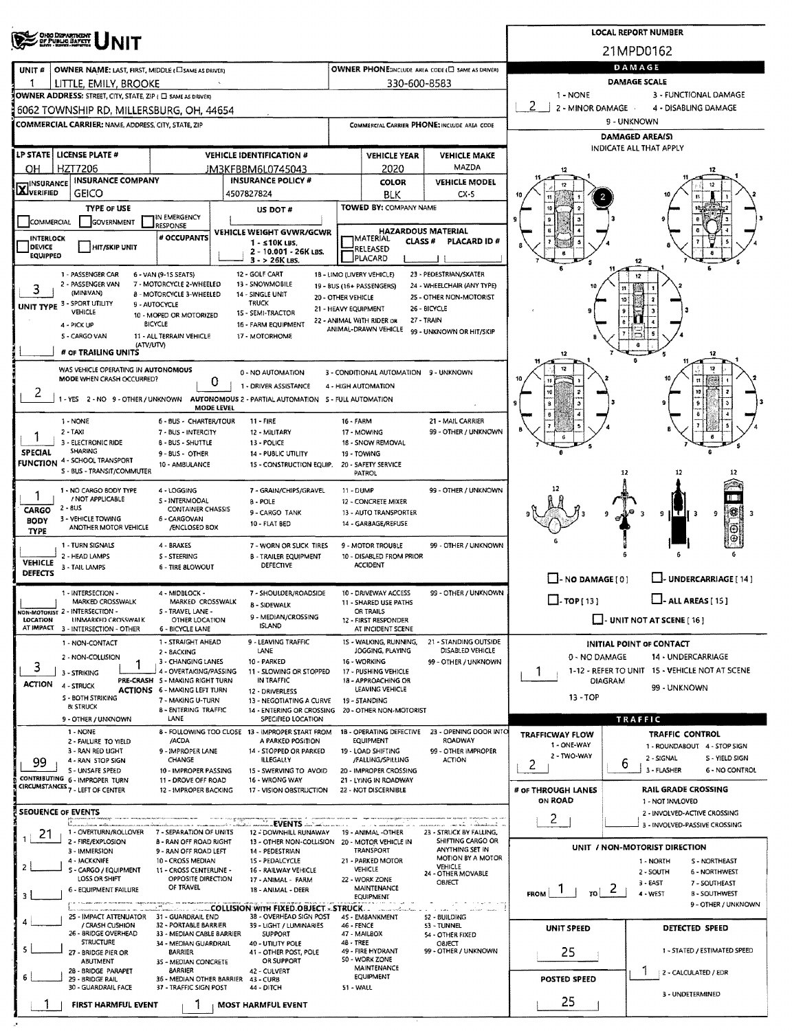# UNIT

**LOCAL REPORT NUMBER:** 21MPD0162

| UNIT # | OWNER NAME: LAST, FIRST, MIDDLE | OWNER PHONE |
|---|---|---|
| 1 | LITTLE, EMILY, BROOKE | 330-600-8583 |

**OWNER ADDRESS:** 6062 TOWNSHIP RD, MILLERSBURG, OH, 44654

**COMMERCIAL CARRIER:** NAME, ADDRESS, CITY, STATE, ZIP

**COMMERCIAL CARRIER PHONE:**

| LP STATE | LICENSE PLATE # | VEHICLE IDENTIFICATION # | VEHICLE YEAR | VEHICLE MAKE |
|---|---|---|---|---|
| OH | HZT7206 | JM3KFBBM6L0745043 | 2020 | MAZDA |

| INSURANCE VERIFIED | INSURANCE COMPANY | INSURANCE POLICY # | COLOR | VEHICLE MODEL |
|---|---|---|---|---|
| X | GEICO | 4507827824 | BLK | CX-5 |

**TYPE OF USE:** COMMERCIAL / GOVERNMENT / IN EMERGENCY RESPONSE

**US DOT #:**

**TOWED BY:** COMPANY NAME

**VEHICLE WEIGHT GVWR/GCWR:** 1 - ≤10K LBS. 2 - 10.001 - 26K LBS. 3 - > 26K LBS.

**HAZARDOUS MATERIAL:** MATERIAL CLASS # RELEASED PLACARD; PLACARD ID #

**UNIT TYPE:** 3

1 - PASSENGER CAR, 2 - PASSENGER VAN (MINIVAN), 3 - SPORT UTILITY VEHICLE, 4 - PICK UP, 5 - CARGO VAN, 6 - VAN (9-15 SEATS), 7 - MOTORCYCLE 2-WHEELED, 8 - MOTORCYCLE 3-WHEELED, 9 - AUTOCYCLE, 10 - MOPED OR MOTORIZED BICYCLE, 11 - ALL TERRAIN VEHICLE (ATV/UTV), 12 - GOLF CART, 13 - SNOWMOBILE, 14 - SINGLE UNIT TRUCK, 15 - SEMI-TRACTOR, 16 - FARM EQUIPMENT, 17 - MOTORHOME, 18 - LIMO (LIVERY VEHICLE), 19 - BUS (16+ PASSENGERS), 20 - OTHER VEHICLE, 21 - HEAVY EQUIPMENT, 22 - ANIMAL WITH RIDER OR ANIMAL-DRAWN VEHICLE, 23 - PEDESTRIAN/SKATER, 24 - WHEELCHAIR (ANY TYPE), 25 - OTHER NON-MOTORIST, 26 - BICYCLE, 27 - TRAIN, 99 - UNKNOWN OR HIT/SKIP

**# OF TRAILING UNITS:**

**WAS VEHICLE OPERATING IN AUTONOMOUS MODE WHEN CRASH OCCURRED?** 2 (1 - YES 2 - NO 9 - OTHER / UNKNOWN)

**AUTONOMOUS MODE LEVEL:** 0 (0 - NO AUTOMATION, 1 - DRIVER ASSISTANCE, 2 - PARTIAL AUTOMATION, 3 - CONDITIONAL AUTOMATION, 4 - HIGH AUTOMATION, 5 - FULL AUTOMATION, 9 - UNKNOWN)

**SPECIAL FUNCTION:** 1

1 - NONE, 2 - TAXI, 3 - ELECTRONIC RIDE SHARING, 4 - SCHOOL TRANSPORT, 5 - BUS - TRANSIT/COMMUTER, 6 - BUS - CHARTER/TOUR, 7 - BUS - INTERCITY, 8 - BUS - SHUTTLE, 9 - BUS - OTHER, 10 - AMBULANCE, 11 - FIRE, 12 - MILITARY, 13 - POLICE, 14 - PUBLIC UTILITY, 15 - CONSTRUCTION EQUIP., 16 - FARM, 17 - MOWING, 18 - SNOW REMOVAL, 19 - TOWING, 20 - SAFETY SERVICE PATROL, 21 - MAIL CARRIER, 99 - OTHER / UNKNOWN

**CARGO BODY TYPE:** 1

1 - NO CARGO BODY TYPE / NOT APPLICABLE, 2 - BUS, 3 - VEHICLE TOWING ANOTHER MOTOR VEHICLE, 4 - LOGGING, 5 - INTERMODAL CONTAINER CHASSIS, 6 - CARGOVAN /ENCLOSED BOX, 7 - GRAIN/CHIPS/GRAVEL, 8 - POLE, 9 - CARGO TANK, 10 - FLAT BED, 11 - DUMP, 12 - CONCRETE MIXER, 13 - AUTO TRANSPORTER, 14 - GARBAGE/REFUSE, 99 - OTHER / UNKNOWN

**VEHICLE DEFECTS:**

1 - TURN SIGNALS, 2 - HEAD LAMPS, 3 - TAIL LAMPS, 4 - BRAKES, 5 - STEERING, 6 - TIRE BLOWOUT, 7 - WORN OR SLICK TIRES, 8 - TRAILER EQUIPMENT DEFECTIVE, 9 - MOTOR TROUBLE, 10 - DISABLED FROM PRIOR ACCIDENT, 99 - OTHER / UNKNOWN

**NON-MOTORIST LOCATION AT IMPACT:**

1 - INTERSECTION - MARKED CROSSWALK, 2 - INTERSECTION - UNMARKED CROSSWALK, 3 - INTERSECTION - OTHER, 4 - MIDBLOCK - MARKED CROSSWALK, 5 - TRAVEL LANE - OTHER LOCATION, 6 - BICYCLE LANE, 7 - SHOULDER/ROADSIDE, 8 - SIDEWALK, 9 - MEDIAN/CROSSING ISLAND, 10 - DRIVEWAY ACCESS, 11 - SHARED USE PATHS OR TRAILS, 12 - FIRST RESPONDER AT INCIDENT SCENE, 99 - OTHER / UNKNOWN

**ACTION:** 3 **PRE-CRASH ACTIONS:** 1

1 - NON-CONTACT, 2 - NON-COLLISION, 3 - STRIKING, 4 - STRUCK, 5 - BOTH STRIKING & STRUCK, 9 - OTHER / UNKNOWN

1 - STRAIGHT AHEAD, 2 - BACKING, 3 - CHANGING LANES, 4 - OVERTAKING/PASSING, 5 - MAKING RIGHT TURN, 6 - MAKING LEFT TURN, 7 - MAKING U-TURN, 8 - ENTERING TRAFFIC LANE, 9 - LEAVING TRAFFIC LANE, 10 - PARKED, 11 - SLOWING OR STOPPED IN TRAFFIC, 12 - DRIVERLESS, 13 - NEGOTIATING A CURVE, 14 - ENTERING OR CROSSING SPECIFIED LOCATION, 15 - WALKING, RUNNING, JOGGING, PLAYING, 16 - WORKING, 17 - PUSHING VEHICLE, 18 - APPROACHING OR LEAVING VEHICLE, 19 - STANDING, 20 - OTHER NON-MOTORIST, 21 - STANDING OUTSIDE DISABLED VEHICLE, 99 - OTHER / UNKNOWN

**CONTRIBUTING CIRCUMSTANCES:** 99

1 - NONE, 2 - FAILURE TO YIELD, 3 - RAN RED LIGHT, 4 - RAN STOP SIGN, 5 - UNSAFE SPEED, 6 - IMPROPER TURN, 7 - LEFT OF CENTER, 8 - FOLLOWING TOO CLOSE /ACDA, 9 - IMPROPER LANE CHANGE, 10 - IMPROPER PASSING, 11 - DROVE OFF ROAD, 12 - IMPROPER BACKING, 13 - IMPROPER START FROM A PARKED POSITION, 14 - STOPPED OR PARKED ILLEGALLY, 15 - SWERVING TO AVOID, 16 - WRONG WAY, 17 - VISION OBSTRUCTION, 18 - OPERATING DEFECTIVE EQUIPMENT, 19 - LOAD SHIFTING /FALLING/SPILLING, 20 - IMPROPER CROSSING, 21 - LYING IN ROADWAY, 22 - NOT DISCERNIBLE, 23 - OPENING DOOR INTO ROADWAY, 99 - OTHER IMPROPER ACTION

## SEQUENCE OF EVENTS

| # | EVENT |
|---|---|
| 1 | 21 |
| 2 | |
| 3 | |
| 4 | |
| 5 | |
| 6 | |

**EVENTS:** 1 - OVERTURN/ROLLOVER, 2 - FIRE/EXPLOSION, 3 - IMMERSION, 4 - JACKKNIFE, 5 - CARGO / EQUIPMENT LOSS OR SHIFT, 6 - EQUIPMENT FAILURE, 7 - SEPARATION OF UNITS, 8 - RAN OFF ROAD RIGHT, 9 - RAN OFF ROAD LEFT, 10 - CROSS MEDIAN, 11 - CROSS CENTERLINE - OPPOSITE DIRECTION OF TRAVEL, 12 - DOWNHILL RUNAWAY, 13 - OTHER NON-COLLISION, 14 - PEDESTRIAN, 15 - PEDALCYCLE, 16 - RAILWAY VEHICLE, 17 - ANIMAL - FARM, 18 - ANIMAL - DEER, 19 - ANIMAL -OTHER, 20 - MOTOR VEHICLE IN TRANSPORT, 21 - PARKED MOTOR VEHICLE, 22 - WORK ZONE MAINTENANCE EQUIPMENT, 23 - STRUCK BY FALLING, SHIFTING CARGO OR ANYTHING SET IN MOTION BY A MOTOR VEHICLE, 24 - OTHER MOVABLE OBJECT

**COLLISION WITH FIXED OBJECT - STRUCK:** 25 - IMPACT ATTENUATOR / CRASH CUSHION, 26 - BRIDGE OVERHEAD STRUCTURE, 27 - BRIDGE PIER OR ABUTMENT, 28 - BRIDGE PARAPET, 29 - BRIDGE RAIL, 30 - GUARDRAIL FACE, 31 - GUARDRAIL END, 32 - PORTABLE BARRIER, 33 - MEDIAN CABLE BARRIER, 34 - MEDIAN GUARDRAIL BARRIER, 35 - MEDIAN CONCRETE BARRIER, 36 - MEDIAN OTHER BARRIER, 37 - TRAFFIC SIGN POST, 38 - OVERHEAD SIGN POST, 39 - LIGHT / LUMINARIES SUPPORT, 40 - UTILITY POLE, 41 - OTHER POST, POLE OR SUPPORT, 42 - CULVERT, 43 - CURB, 44 - DITCH, 45 - EMBANKMENT, 46 - FENCE, 47 - MAILBOX, 48 - TREE, 49 - FIRE HYDRANT, 50 - WORK ZONE MAINTENANCE EQUIPMENT, 51 - WALL, 52 - BUILDING, 53 - TUNNEL, 54 - OTHER FIXED OBJECT, 99 - OTHER / UNKNOWN

**FIRST HARMFUL EVENT:** 1 **MOST HARMFUL EVENT:** 1

## DAMAGE

**DAMAGE SCALE:** 2 (1 - NONE, 2 - MINOR DAMAGE, 3 - FUNCTIONAL DAMAGE, 4 - DISABLING DAMAGE, 9 - UNKNOWN)

**DAMAGED AREA(S):** INDICATE ALL THAT APPLY — 2

- NO DAMAGE [0]
- UNDERCARRIAGE [14]
- TOP [13]
- ALL AREAS [15]
- UNIT NOT AT SCENE [16]

**INITIAL POINT OF CONTACT:** 1

0 - NO DAMAGE, 1-12 - REFER TO UNIT DIAGRAM, 13 - TOP, 14 - UNDERCARRIAGE, 15 - VEHICLE NOT AT SCENE, 99 - UNKNOWN

## TRAFFIC

**TRAFFICWAY FLOW:** 2 (1 - ONE-WAY, 2 - TWO-WAY)

**TRAFFIC CONTROL:** 6 (1 - ROUNDABOUT, 2 - SIGNAL, 3 - FLASHER, 4 - STOP SIGN, 5 - YIELD SIGN, 6 - NO CONTROL)

**# OF THROUGH LANES ON ROAD:** 2

**RAIL GRADE CROSSING:** 1 - NOT INVLOVED, 2 - INVOLVED-ACTIVE CROSSING, 3 - INVOLVED-PASSIVE CROSSING

**UNIT / NON-MOTORIST DIRECTION:** FROM 1 TO 2

1 - NORTH, 2 - SOUTH, 3 - EAST, 4 - WEST, 5 - NORTHEAST, 6 - NORTHWEST, 7 - SOUTHEAST, 8 - SOUTHWEST, 9 - OTHER / UNKNOWN

**UNIT SPEED:** 25

**POSTED SPEED:** 25

**DETECTED SPEED:** 1 (1 - STATED / ESTIMATED SPEED, 2 - CALCULATED / EDR, 3 - UNDETERMINED)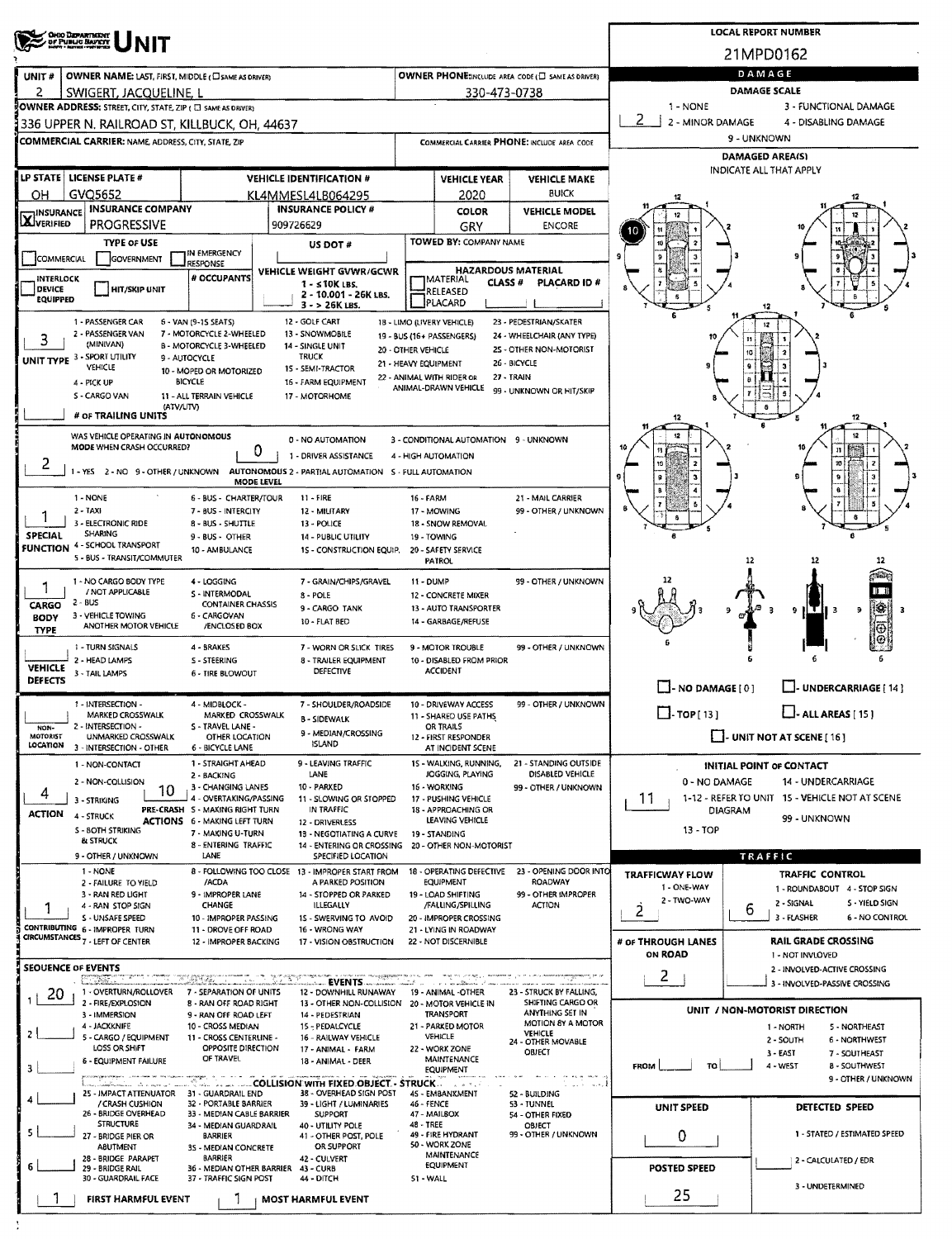# UNIT

**LOCAL REPORT NUMBER:** 21MPD0162

| UNIT # | OWNER NAME: LAST, FIRST, MIDDLE (☐ SAME AS DRIVER) | OWNER PHONE: INCLUDE AREA CODE (☐ SAME AS DRIVER) |
|---|---|---|
| 2 | SWIGERT, JACQUELINE, L | 330-473-0738 |

**OWNER ADDRESS:** STREET, CITY, STATE, ZIP (☐ SAME AS DRIVER)
336 UPPER N. RAILROAD ST, KILLBUCK, OH, 44637

**COMMERCIAL CARRIER:** NAME, ADDRESS, CITY, STATE, ZIP | **COMMERCIAL CARRIER PHONE:** INCLUDE AREA CODE

| LP STATE | LICENSE PLATE # | VEHICLE IDENTIFICATION # | VEHICLE YEAR | VEHICLE MAKE |
|---|---|---|---|---|
| OH | GVQ5652 | KL4MMESL4LB064295 | 2020 | BUICK |

| INSURANCE | INSURANCE COMPANY | INSURANCE POLICY # | COLOR | VEHICLE MODEL |
|---|---|---|---|---|
| X VERIFIED | PROGRESSIVE | 909726629 | GRY | ENCORE |

**TYPE OF USE:** ☐ COMMERCIAL ☐ GOVERNMENT ☐ IN EMERGENCY RESPONSE
**US DOT #:**
**TOWED BY:** COMPANY NAME
☐ INTERLOCK DEVICE EQUIPPED ☐ HIT/SKIP UNIT
**# OCCUPANTS:**
**VEHICLE WEIGHT GVWR/GCWR:** 1 - ≤10K LBS. 2 - 10.001 - 26K LBS. 3 - > 26K LBS.
**HAZARDOUS MATERIAL:** ☐ MATERIAL RELEASED ☐ PLACARD CLASS # PLACARD ID #

**UNIT TYPE:** 3
1 - PASSENGER CAR, 2 - PASSENGER VAN (MINIVAN), 3 - SPORT UTILITY VEHICLE, 4 - PICK UP, 5 - CARGO VAN (ATV/UTV), 6 - VAN (9-15 SEATS), 7 - MOTORCYCLE 2-WHEELED, 8 - MOTORCYCLE 3-WHEELED, 9 - AUTOCYCLE, 10 - MOPED OR MOTORIZED BICYCLE, 11 - ALL TERRAIN VEHICLE, 12 - GOLF CART, 13 - SNOWMOBILE, 14 - SINGLE UNIT TRUCK, 15 - SEMI-TRACTOR, 16 - FARM EQUIPMENT, 17 - MOTORHOME, 18 - LIMO (LIVERY VEHICLE), 19 - BUS (16+ PASSENGERS), 20 - OTHER VEHICLE, 21 - HEAVY EQUIPMENT, 22 - ANIMAL WITH RIDER OR ANIMAL-DRAWN VEHICLE, 23 - PEDESTRIAN/SKATER, 24 - WHEELCHAIR (ANY TYPE), 25 - OTHER NON-MOTORIST, 26 - BICYCLE, 27 - TRAIN, 99 - UNKNOWN OR HIT/SKIP

**# OF TRAILING UNITS:**

**WAS VEHICLE OPERATING IN AUTONOMOUS MODE WHEN CRASH OCCURRED?** 2
1 - YES 2 - NO 9 - OTHER / UNKNOWN
**AUTONOMOUS MODE LEVEL:** 0
0 - NO AUTOMATION, 1 - DRIVER ASSISTANCE, 2 - PARTIAL AUTOMATION, 3 - CONDITIONAL AUTOMATION, 4 - HIGH AUTOMATION, 5 - FULL AUTOMATION, 9 - UNKNOWN

**SPECIAL FUNCTION:** 1
1 - NONE, 2 - TAXI, 3 - ELECTRONIC RIDE SHARING, 4 - SCHOOL TRANSPORT, 5 - BUS - TRANSIT/COMMUTER, 6 - BUS - CHARTER/TOUR, 7 - BUS - INTERCITY, 8 - BUS - SHUTTLE, 9 - BUS - OTHER, 10 - AMBULANCE, 11 - FIRE, 12 - MILITARY, 13 - POLICE, 14 - PUBLIC UTILITY, 15 - CONSTRUCTION EQUIP., 16 - FARM, 17 - MOWING, 18 - SNOW REMOVAL, 19 - TOWING, 20 - SAFETY SERVICE PATROL, 21 - MAIL CARRIER, 99 - OTHER / UNKNOWN

**CARGO BODY TYPE:** 1
1 - NO CARGO BODY TYPE / NOT APPLICABLE, 2 - BUS, 3 - VEHICLE TOWING ANOTHER MOTOR VEHICLE, 4 - LOGGING, 5 - INTERMODAL CONTAINER CHASSIS, 6 - CARGOVAN /ENCLOSED BOX, 7 - GRAIN/CHIPS/GRAVEL, 8 - POLE, 9 - CARGO TANK, 10 - FLAT BED, 11 - DUMP, 12 - CONCRETE MIXER, 13 - AUTO TRANSPORTER, 14 - GARBAGE/REFUSE, 99 - OTHER / UNKNOWN

**VEHICLE DEFECTS:**
1 - TURN SIGNALS, 2 - HEAD LAMPS, 3 - TAIL LAMPS, 4 - BRAKES, 5 - STEERING, 6 - TIRE BLOWOUT, 7 - WORN OR SLICK TIRES, 8 - TRAILER EQUIPMENT DEFECTIVE, 9 - MOTOR TROUBLE, 10 - DISABLED FROM PRIOR ACCIDENT, 99 - OTHER / UNKNOWN

**NON-MOTORIST LOCATION:**
1 - INTERSECTION - MARKED CROSSWALK, 2 - INTERSECTION - UNMARKED CROSSWALK, 3 - INTERSECTION - OTHER, 4 - MIDBLOCK - MARKED CROSSWALK, 5 - TRAVEL LANE - OTHER LOCATION, 6 - BICYCLE LANE, 7 - SHOULDER/ROADSIDE, 8 - SIDEWALK, 9 - MEDIAN/CROSSING ISLAND, 10 - DRIVEWAY ACCESS, 11 - SHARED USE PATHS OR TRAILS, 12 - FIRST RESPONDER AT INCIDENT SCENE, 99 - OTHER / UNKNOWN

**ACTION:** 4
1 - NON-CONTACT, 2 - NON-COLLISION, 3 - STRIKING, 4 - STRUCK, 5 - BOTH STRIKING & STRUCK, 9 - OTHER / UNKNOWN

**PRE-CRASH ACTIONS:** 10
1 - STRAIGHT AHEAD, 2 - BACKING, 3 - CHANGING LANES, 4 - OVERTAKING/PASSING, 5 - MAKING RIGHT TURN, 6 - MAKING LEFT TURN, 7 - MAKING U-TURN, 8 - ENTERING TRAFFIC LANE, 9 - LEAVING TRAFFIC LANE, 10 - PARKED, 11 - SLOWING OR STOPPED IN TRAFFIC, 12 - DRIVERLESS, 13 - NEGOTIATING A CURVE, 14 - ENTERING OR CROSSING SPECIFIED LOCATION, 15 - WALKING, RUNNING, JOGGING, PLAYING, 16 - WORKING, 17 - PUSHING VEHICLE, 18 - APPROACHING OR LEAVING VEHICLE, 19 - STANDING, 20 - OTHER NON-MOTORIST, 21 - STANDING OUTSIDE DISABLED VEHICLE, 99 - OTHER / UNKNOWN

**CONTRIBUTING CIRCUMSTANCES:** 1
1 - NONE, 2 - FAILURE TO YIELD, 3 - RAN RED LIGHT, 4 - RAN STOP SIGN, 5 - UNSAFE SPEED, 6 - IMPROPER TURN, 7 - LEFT OF CENTER, 8 - FOLLOWING TOO CLOSE /ACDA, 9 - IMPROPER LANE CHANGE, 10 - IMPROPER PASSING, 11 - DROVE OFF ROAD, 12 - IMPROPER BACKING, 13 - IMPROPER START FROM A PARKED POSITION, 14 - STOPPED OR PARKED ILLEGALLY, 15 - SWERVING TO AVOID, 16 - WRONG WAY, 17 - VISION OBSTRUCTION, 18 - OPERATING DEFECTIVE EQUIPMENT, 19 - LOAD SHIFTING /FALLING/SPILLING, 20 - IMPROPER CROSSING, 21 - LYING IN ROADWAY, 22 - NOT DISCERNIBLE, 23 - OPENING DOOR INTO ROADWAY, 99 - OTHER IMPROPER ACTION

**SEQUENCE OF EVENTS**

| # | Event |
|---|---|
| 1 | 20 |
| 2 | |
| 3 | |
| 4 | |
| 5 | |
| 6 | |

**EVENTS:** 1 - OVERTURN/ROLLOVER, 2 - FIRE/EXPLOSION, 3 - IMMERSION, 4 - JACKKNIFE, 5 - CARGO / EQUIPMENT LOSS OR SHIFT, 6 - EQUIPMENT FAILURE, 7 - SEPARATION OF UNITS, 8 - RAN OFF ROAD RIGHT, 9 - RAN OFF ROAD LEFT, 10 - CROSS MEDIAN, 11 - CROSS CENTERLINE - OPPOSITE DIRECTION OF TRAVEL, 12 - DOWNHILL RUNAWAY, 13 - OTHER NON-COLLISION, 14 - PEDESTRIAN, 15 - PEDALCYCLE, 16 - RAILWAY VEHICLE, 17 - ANIMAL - FARM, 18 - ANIMAL - DEER, 19 - ANIMAL -OTHER, 20 - MOTOR VEHICLE IN TRANSPORT, 21 - PARKED MOTOR VEHICLE, 22 - WORK ZONE MAINTENANCE EQUIPMENT, 23 - STRUCK BY FALLING, SHIFTING CARGO OR ANYTHING SET IN MOTION BY A MOTOR VEHICLE, 24 - OTHER MOVABLE OBJECT

**COLLISION WITH FIXED OBJECT - STRUCK:** 25 - IMPACT ATTENUATOR / CRASH CUSHION, 26 - BRIDGE OVERHEAD STRUCTURE, 27 - BRIDGE PIER OR ABUTMENT, 28 - BRIDGE PARAPET, 29 - BRIDGE RAIL, 30 - GUARDRAIL FACE, 31 - GUARDRAIL END, 32 - PORTABLE BARRIER, 33 - MEDIAN CABLE BARRIER, 34 - MEDIAN GUARDRAIL BARRIER, 35 - MEDIAN CONCRETE BARRIER, 36 - MEDIAN OTHER BARRIER, 37 - TRAFFIC SIGN POST, 38 - OVERHEAD SIGN POST, 39 - LIGHT / LUMINARIES SUPPORT, 40 - UTILITY POLE, 41 - OTHER POST, POLE OR SUPPORT, 42 - CULVERT, 43 - CURB, 44 - DITCH, 45 - EMBANKMENT, 46 - FENCE, 47 - MAILBOX, 48 - TREE, 49 - FIRE HYDRANT, 50 - WORK ZONE MAINTENANCE EQUIPMENT, 51 - WALL, 52 - BUILDING, 53 - TUNNEL, 54 - OTHER FIXED OBJECT, 99 - OTHER / UNKNOWN

**FIRST HARMFUL EVENT:** 1 **MOST HARMFUL EVENT:** 1

## DAMAGE

**DAMAGE SCALE:** 2
1 - NONE, 2 - MINOR DAMAGE, 3 - FUNCTIONAL DAMAGE, 4 - DISABLING DAMAGE, 9 - UNKNOWN

**DAMAGED AREA(S)** INDICATE ALL THAT APPLY: 10

☐ - NO DAMAGE [0] ☐ - UNDERCARRIAGE [14] ☐ - TOP [13] ☐ - ALL AREAS [15] ☐ - UNIT NOT AT SCENE [16]

**INITIAL POINT OF CONTACT:** 11
0 - NO DAMAGE, 1-12 - REFER TO UNIT DIAGRAM, 13 - TOP, 14 - UNDERCARRIAGE, 15 - VEHICLE NOT AT SCENE, 99 - UNKNOWN

## TRAFFIC

**TRAFFICWAY FLOW:** 2
1 - ONE-WAY, 2 - TWO-WAY

**TRAFFIC CONTROL:** 6
1 - ROUNDABOUT, 2 - SIGNAL, 3 - FLASHER, 4 - STOP SIGN, 5 - YIELD SIGN, 6 - NO CONTROL

**# OF THROUGH LANES ON ROAD:** 2

**RAIL GRADE CROSSING:**
1 - NOT INVOLVED, 2 - INVOLVED-ACTIVE CROSSING, 3 - INVOLVED-PASSIVE CROSSING

**UNIT / NON-MOTORIST DIRECTION:** FROM ___ TO ___
1 - NORTH, 2 - SOUTH, 3 - EAST, 4 - WEST, 5 - NORTHEAST, 6 - NORTHWEST, 7 - SOUTHEAST, 8 - SOUTHWEST, 9 - OTHER / UNKNOWN

**UNIT SPEED:** 0
**POSTED SPEED:** 25

**DETECTED SPEED:**
1 - STATED / ESTIMATED SPEED, 2 - CALCULATED / EDR, 3 - UNDETERMINED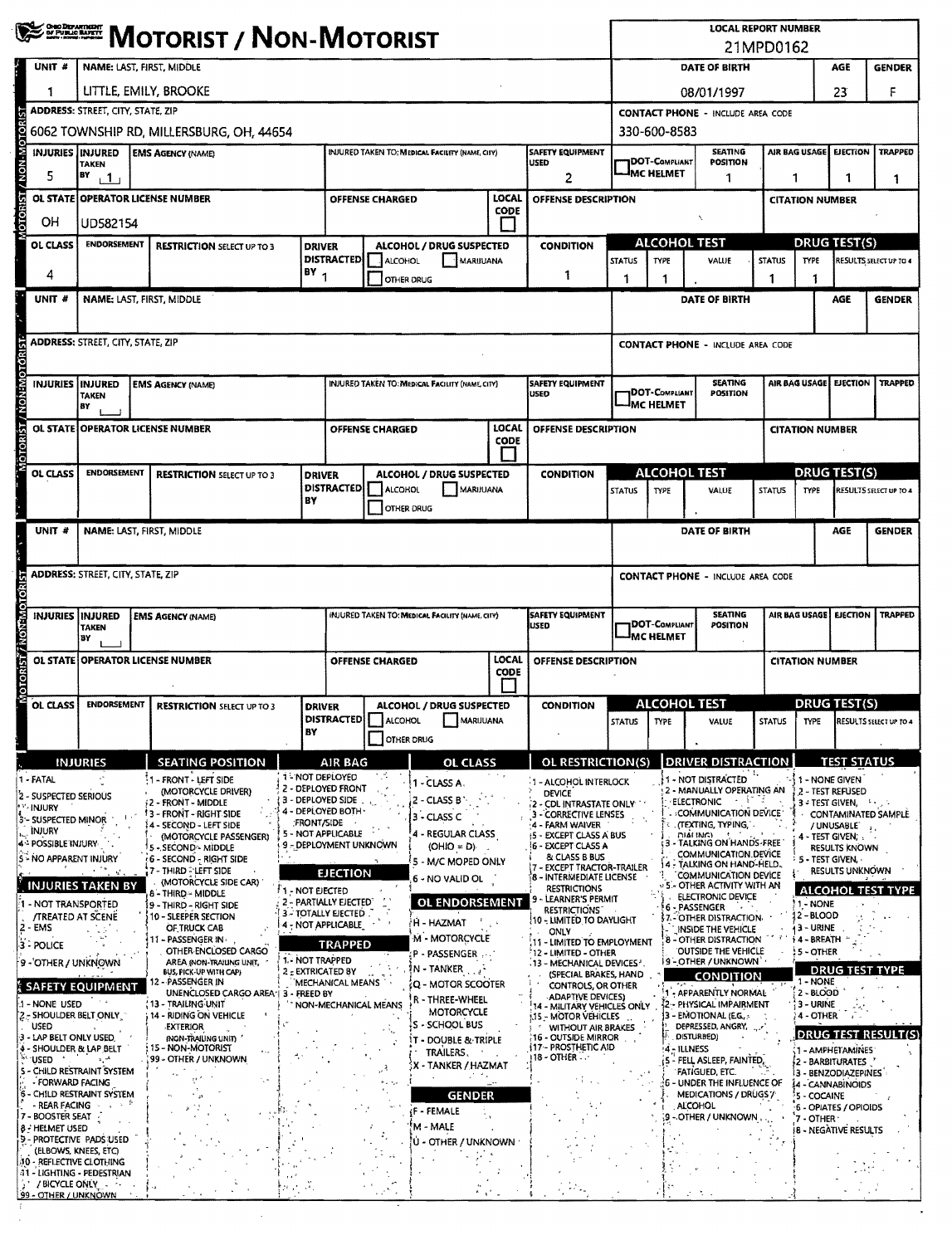# MOTORIST / NON-MOTORIST

**LOCAL REPORT NUMBER**
21MPD0162

## MOTORIST / NON-MOTORIST (Unit 1)

| UNIT # | NAME: LAST, FIRST, MIDDLE | DATE OF BIRTH | AGE | GENDER |
|---|---|---|---|---|
| 1 | LITTLE, EMILY, BROOKE | 08/01/1997 | 23 | F |

| ADDRESS: STREET, CITY, STATE, ZIP | CONTACT PHONE - INCLUDE AREA CODE |
|---|---|
| 6062 TOWNSHIP RD, MILLERSBURG, OH, 44654 | 330-600-8583 |

| INJURIES | INJURED TAKEN BY | EMS AGENCY (NAME) | INJURED TAKEN TO: MEDICAL FACILITY (NAME, CITY) | SAFETY EQUIPMENT USED | DOT-COMPLIANT MC HELMET | SEATING POSITION | AIR BAG USAGE | EJECTION | TRAPPED |
|---|---|---|---|---|---|---|---|---|---|
| 5 | 1 | | | 2 | | 1 | 1 | 1 | 1 |

| OL STATE | OPERATOR LICENSE NUMBER | OFFENSE CHARGED | LOCAL CODE | OFFENSE DESCRIPTION | CITATION NUMBER |
|---|---|---|---|---|---|
| OH | UD582154 | | | | |

| OL CLASS | ENDORSEMENT | RESTRICTION SELECT UP TO 3 | DRIVER DISTRACTED BY | ALCOHOL / DRUG SUSPECTED | CONDITION | ALCOHOL TEST STATUS | ALCOHOL TEST TYPE | ALCOHOL TEST VALUE | DRUG TEST(S) STATUS | DRUG TEST(S) TYPE | DRUG TEST(S) RESULTS SELECT UP TO 4 |
|---|---|---|---|---|---|---|---|---|---|---|---|
| 4 | | | 1 | ☐ ALCOHOL ☐ MARIJUANA ☐ OTHER DRUG | 1 | 1 | 1 | | 1 | 1 | |

## MOTORIST / NON-MOTORIST (Unit blank)

| UNIT # | NAME: LAST, FIRST, MIDDLE | DATE OF BIRTH | AGE | GENDER |
|---|---|---|---|---|
| | | | | |

| ADDRESS: STREET, CITY, STATE, ZIP | CONTACT PHONE - INCLUDE AREA CODE |
|---|---|
| | |

| INJURIES | INJURED TAKEN BY | EMS AGENCY (NAME) | INJURED TAKEN TO: MEDICAL FACILITY (NAME, CITY) | SAFETY EQUIPMENT USED | DOT-COMPLIANT MC HELMET | SEATING POSITION | AIR BAG USAGE | EJECTION | TRAPPED |
|---|---|---|---|---|---|---|---|---|---|
| | | | | | | | | | |

| OL STATE | OPERATOR LICENSE NUMBER | OFFENSE CHARGED | LOCAL CODE | OFFENSE DESCRIPTION | CITATION NUMBER |
|---|---|---|---|---|---|
| | | | | | |

| OL CLASS | ENDORSEMENT | RESTRICTION SELECT UP TO 3 | DRIVER DISTRACTED BY | ALCOHOL / DRUG SUSPECTED | CONDITION | ALCOHOL TEST STATUS | ALCOHOL TEST TYPE | ALCOHOL TEST VALUE | DRUG TEST(S) STATUS | DRUG TEST(S) TYPE | DRUG TEST(S) RESULTS SELECT UP TO 4 |
|---|---|---|---|---|---|---|---|---|---|---|---|
| | | | | ☐ ALCOHOL ☐ MARIJUANA ☐ OTHER DRUG | | | | | | | |

## MOTORIST / NON-MOTORIST (Unit blank)

| UNIT # | NAME: LAST, FIRST, MIDDLE | DATE OF BIRTH | AGE | GENDER |
|---|---|---|---|---|
| | | | | |

| ADDRESS: STREET, CITY, STATE, ZIP | CONTACT PHONE - INCLUDE AREA CODE |
|---|---|
| | |

| INJURIES | INJURED TAKEN BY | EMS AGENCY (NAME) | INJURED TAKEN TO: MEDICAL FACILITY (NAME, CITY) | SAFETY EQUIPMENT USED | DOT-COMPLIANT MC HELMET | SEATING POSITION | AIR BAG USAGE | EJECTION | TRAPPED |
|---|---|---|---|---|---|---|---|---|---|
| | | | | | | | | | |

| OL STATE | OPERATOR LICENSE NUMBER | OFFENSE CHARGED | LOCAL CODE | OFFENSE DESCRIPTION | CITATION NUMBER |
|---|---|---|---|---|---|
| | | | | | |

| OL CLASS | ENDORSEMENT | RESTRICTION SELECT UP TO 3 | DRIVER DISTRACTED BY | ALCOHOL / DRUG SUSPECTED | CONDITION | ALCOHOL TEST STATUS | ALCOHOL TEST TYPE | ALCOHOL TEST VALUE | DRUG TEST(S) STATUS | DRUG TEST(S) TYPE | DRUG TEST(S) RESULTS SELECT UP TO 4 |
|---|---|---|---|---|---|---|---|---|---|---|---|
| | | | | ☐ ALCOHOL ☐ MARIJUANA ☐ OTHER DRUG | | | | | | | |

## Code Legend

### INJURIES
1 - FATAL
2 - SUSPECTED SERIOUS INJURY
3 - SUSPECTED MINOR INJURY
4 - POSSIBLE INJURY
5 - NO APPARENT INJURY

### INJURIES TAKEN BY
1 - NOT TRANSPORTED /TREATED AT SCENE
2 - EMS
3 - POLICE
9 - OTHER / UNKNOWN

### SAFETY EQUIPMENT
1 - NONE USED
2 - SHOULDER BELT ONLY USED
3 - LAP BELT ONLY USED
4 - SHOULDER & LAP BELT USED
5 - CHILD RESTRAINT SYSTEM - FORWARD FACING
6 - CHILD RESTRAINT SYSTEM - REAR FACING
7 - BOOSTER SEAT
8 - HELMET USED
9 - PROTECTIVE PADS USED (ELBOWS, KNEES, ETC)
10 - REFLECTIVE CLOTHING
11 - LIGHTING - PEDESTRIAN / BICYCLE ONLY
99 - OTHER / UNKNOWN

### SEATING POSITION
1 - FRONT - LEFT SIDE (MOTORCYCLE DRIVER)
2 - FRONT - MIDDLE
3 - FRONT - RIGHT SIDE
4 - SECOND - LEFT SIDE (MOTORCYCLE PASSENGER)
5 - SECOND - MIDDLE
6 - SECOND - RIGHT SIDE
7 - THIRD - LEFT SIDE (MOTORCYCLE SIDE CAR)
8 - THIRD - MIDDLE
9 - THIRD - RIGHT SIDE
10 - SLEEPER SECTION OF TRUCK CAB
11 - PASSENGER IN OTHER ENCLOSED CARGO AREA (NON-TRAILING UNIT, BUS, PICK-UP WITH CAP)
12 - PASSENGER IN UNENCLOSED CARGO AREA
13 - TRAILING UNIT
14 - RIDING ON VEHICLE EXTERIOR (NON-TRAILING UNIT)
15 - NON-MOTORIST
99 - OTHER / UNKNOWN

### AIR BAG
1 - NOT DEPLOYED
2 - DEPLOYED FRONT
3 - DEPLOYED SIDE
4 - DEPLOYED BOTH FRONT/SIDE
5 - NOT APPLICABLE
9 - DEPLOYMENT UNKNOWN

### EJECTION
1 - NOT EJECTED
2 - PARTIALLY EJECTED
3 - TOTALLY EJECTED
4 - NOT APPLICABLE

### TRAPPED
1 - NOT TRAPPED
2 - EXTRICATED BY MECHANICAL MEANS
3 - FREED BY NON-MECHANICAL MEANS

### OL CLASS
1 - CLASS A
2 - CLASS B
3 - CLASS C
4 - REGULAR CLASS (OHIO = D)
5 - M/C MOPED ONLY
6 - NO VALID OL

### OL ENDORSEMENT
H - HAZMAT
M - MOTORCYCLE
P - PASSENGER
N - TANKER
Q - MOTOR SCOOTER
R - THREE-WHEEL MOTORCYCLE
S - SCHOOL BUS
T - DOUBLE & TRIPLE TRAILERS
X - TANKER / HAZMAT

### GENDER
F - FEMALE
M - MALE
U - OTHER / UNKNOWN

### OL RESTRICTION(S)
1 - ALCOHOL INTERLOCK DEVICE
2 - CDL INTRASTATE ONLY
3 - CORRECTIVE LENSES
4 - FARM WAIVER
5 - EXCEPT CLASS A BUS
6 - EXCEPT CLASS A & CLASS B BUS
7 - EXCEPT TRACTOR-TRAILER
8 - INTERMEDIATE LICENSE RESTRICTIONS
9 - LEARNER'S PERMIT RESTRICTIONS
10 - LIMITED TO DAYLIGHT ONLY
11 - LIMITED TO EMPLOYMENT
12 - LIMITED - OTHER
13 - MECHANICAL DEVICES (SPECIAL BRAKES, HAND CONTROLS, OR OTHER ADAPTIVE DEVICES)
14 - MILITARY VEHICLES ONLY
15 - MOTOR VEHICLES WITHOUT AIR BRAKES
16 - OUTSIDE MIRROR
17 - PROSTHETIC AID
18 - OTHER

### DRIVER DISTRACTION
1 - NOT DISTRACTED
2 - MANUALLY OPERATING AN ELECTRONIC COMMUNICATION DEVICE (TEXTING, TYPING, DIALING)
3 - TALKING ON HANDS-FREE COMMUNICATION DEVICE
4 - TALKING ON HAND-HELD COMMUNICATION DEVICE
5 - OTHER ACTIVITY WITH AN ELECTRONIC DEVICE
6 - PASSENGER
7 - OTHER DISTRACTION INSIDE THE VEHICLE
8 - OTHER DISTRACTION OUTSIDE THE VEHICLE
9 - OTHER / UNKNOWN

### CONDITION
1 - APPARENTLY NORMAL
2 - PHYSICAL IMPAIRMENT
3 - EMOTIONAL (E.G., DEPRESSED, ANGRY, DISTURBED)
4 - ILLNESS
5 - FELL ASLEEP, FAINTED, FATIGUED, ETC.
6 - UNDER THE INFLUENCE OF MEDICATIONS / DRUGS / ALCOHOL
9 - OTHER / UNKNOWN

### TEST STATUS
1 - NONE GIVEN
2 - TEST REFUSED
3 - TEST GIVEN, CONTAMINATED SAMPLE / UNUSABLE
4 - TEST GIVEN, RESULTS KNOWN
5 - TEST GIVEN, RESULTS UNKNOWN

### ALCOHOL TEST TYPE
1 - NONE
2 - BLOOD
3 - URINE
4 - BREATH
5 - OTHER

### DRUG TEST TYPE
1 - NONE
2 - BLOOD
3 - URINE
4 - OTHER

### DRUG TEST RESULT(S)
1 - AMPHETAMINES
2 - BARBITURATES
3 - BENZODIAZEPINES
4 - CANNABINOIDS
5 - COCAINE
6 - OPIATES / OPIOIDS
7 - OTHER
8 - NEGATIVE RESULTS